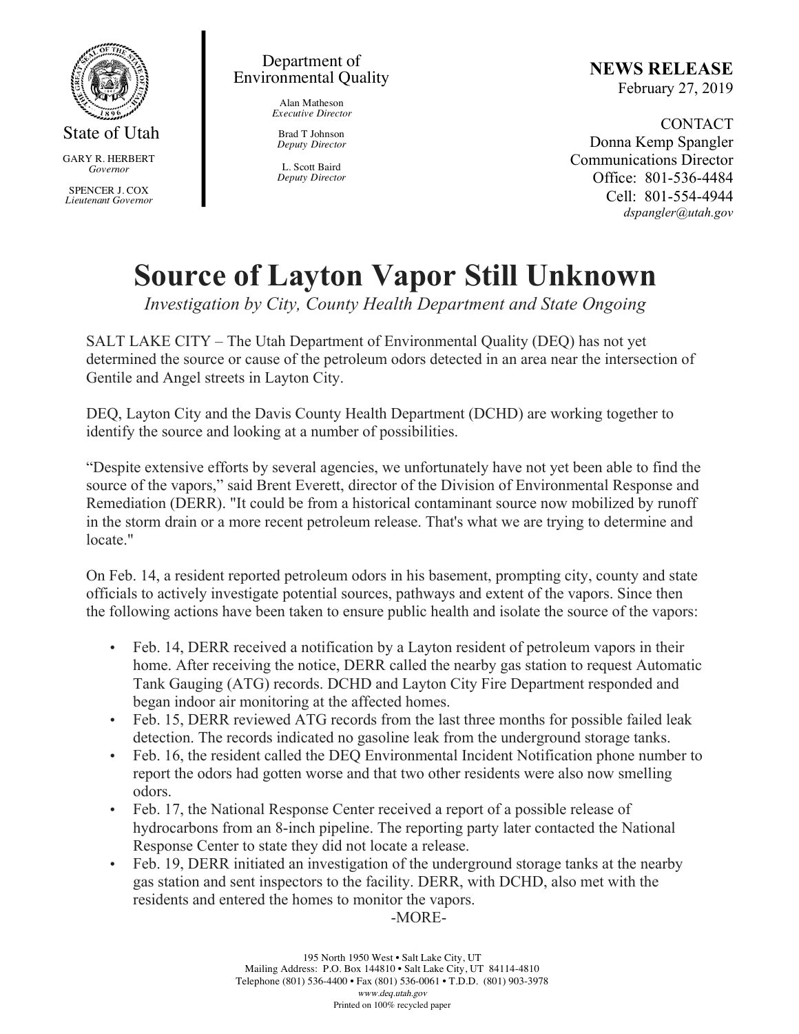State of Utah

GARY R. HERBERT
*Governor*

SPENCER J. COX
*Lieutenant Governor*

Department of
Environmental Quality

Alan Matheson
*Executive Director*

Brad T Johnson
*Deputy Director*

L. Scott Baird
*Deputy Director*

**NEWS RELEASE**
February 27, 2019

CONTACT
Donna Kemp Spangler
Communications Director
Office: 801-536-4484
Cell: 801-554-4944
*dspangler@utah.gov*

# Source of Layton Vapor Still Unknown

*Investigation by City, County Health Department and State Ongoing*

SALT LAKE CITY – The Utah Department of Environmental Quality (DEQ) has not yet determined the source or cause of the petroleum odors detected in an area near the intersection of Gentile and Angel streets in Layton City.

DEQ, Layton City and the Davis County Health Department (DCHD) are working together to identify the source and looking at a number of possibilities.

"Despite extensive efforts by several agencies, we unfortunately have not yet been able to find the source of the vapors," said Brent Everett, director of the Division of Environmental Response and Remediation (DERR). "It could be from a historical contaminant source now mobilized by runoff in the storm drain or a more recent petroleum release. That's what we are trying to determine and locate."

On Feb. 14, a resident reported petroleum odors in his basement, prompting city, county and state officials to actively investigate potential sources, pathways and extent of the vapors. Since then the following actions have been taken to ensure public health and isolate the source of the vapors:

- Feb. 14, DERR received a notification by a Layton resident of petroleum vapors in their home. After receiving the notice, DERR called the nearby gas station to request Automatic Tank Gauging (ATG) records. DCHD and Layton City Fire Department responded and began indoor air monitoring at the affected homes.
- Feb. 15, DERR reviewed ATG records from the last three months for possible failed leak detection. The records indicated no gasoline leak from the underground storage tanks.
- Feb. 16, the resident called the DEQ Environmental Incident Notification phone number to report the odors had gotten worse and that two other residents were also now smelling odors.
- Feb. 17, the National Response Center received a report of a possible release of hydrocarbons from an 8-inch pipeline. The reporting party later contacted the National Response Center to state they did not locate a release.
- Feb. 19, DERR initiated an investigation of the underground storage tanks at the nearby gas station and sent inspectors to the facility. DERR, with DCHD, also met with the residents and entered the homes to monitor the vapors.

-MORE-

195 North 1950 West • Salt Lake City, UT
Mailing Address: P.O. Box 144810 • Salt Lake City, UT 84114-4810
Telephone (801) 536-4400 • Fax (801) 536-0061 • T.D.D. (801) 903-3978
*www.deq.utah.gov*
Printed on 100% recycled paper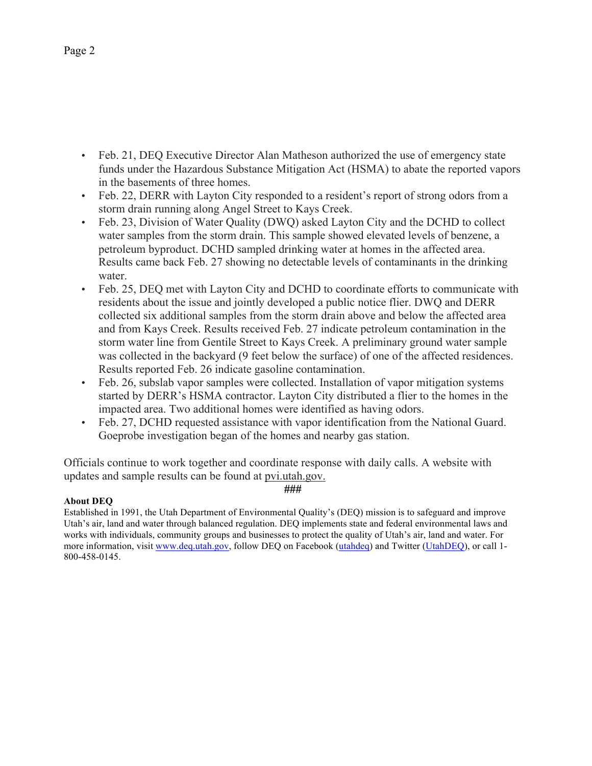- Feb. 21, DEQ Executive Director Alan Matheson authorized the use of emergency state funds under the Hazardous Substance Mitigation Act (HSMA) to abate the reported vapors in the basements of three homes.
- Feb. 22, DERR with Layton City responded to a resident's report of strong odors from a storm drain running along Angel Street to Kays Creek.
- Feb. 23, Division of Water Quality (DWQ) asked Layton City and the DCHD to collect water samples from the storm drain. This sample showed elevated levels of benzene, a petroleum byproduct. DCHD sampled drinking water at homes in the affected area. Results came back Feb. 27 showing no detectable levels of contaminants in the drinking water.
- Feb. 25, DEQ met with Layton City and DCHD to coordinate efforts to communicate with residents about the issue and jointly developed a public notice flier. DWQ and DERR collected six additional samples from the storm drain above and below the affected area and from Kays Creek. Results received Feb. 27 indicate petroleum contamination in the storm water line from Gentile Street to Kays Creek. A preliminary ground water sample was collected in the backyard (9 feet below the surface) of one of the affected residences. Results reported Feb. 26 indicate gasoline contamination.
- Feb. 26, subslab vapor samples were collected. Installation of vapor mitigation systems started by DERR's HSMA contractor. Layton City distributed a flier to the homes in the impacted area. Two additional homes were identified as having odors.
- Feb. 27, DCHD requested assistance with vapor identification from the National Guard. Goeprobe investigation began of the homes and nearby gas station.

Officials continue to work together and coordinate response with daily calls. A website with updates and sample results can be found at pvi.utah.gov.

###

**About DEQ**

Established in 1991, the Utah Department of Environmental Quality's (DEQ) mission is to safeguard and improve Utah's air, land and water through balanced regulation. DEQ implements state and federal environmental laws and works with individuals, community groups and businesses to protect the quality of Utah's air, land and water. For more information, visit www.deq.utah.gov, follow DEQ on Facebook (utahdeq) and Twitter (UtahDEQ), or call 1-800-458-0145.